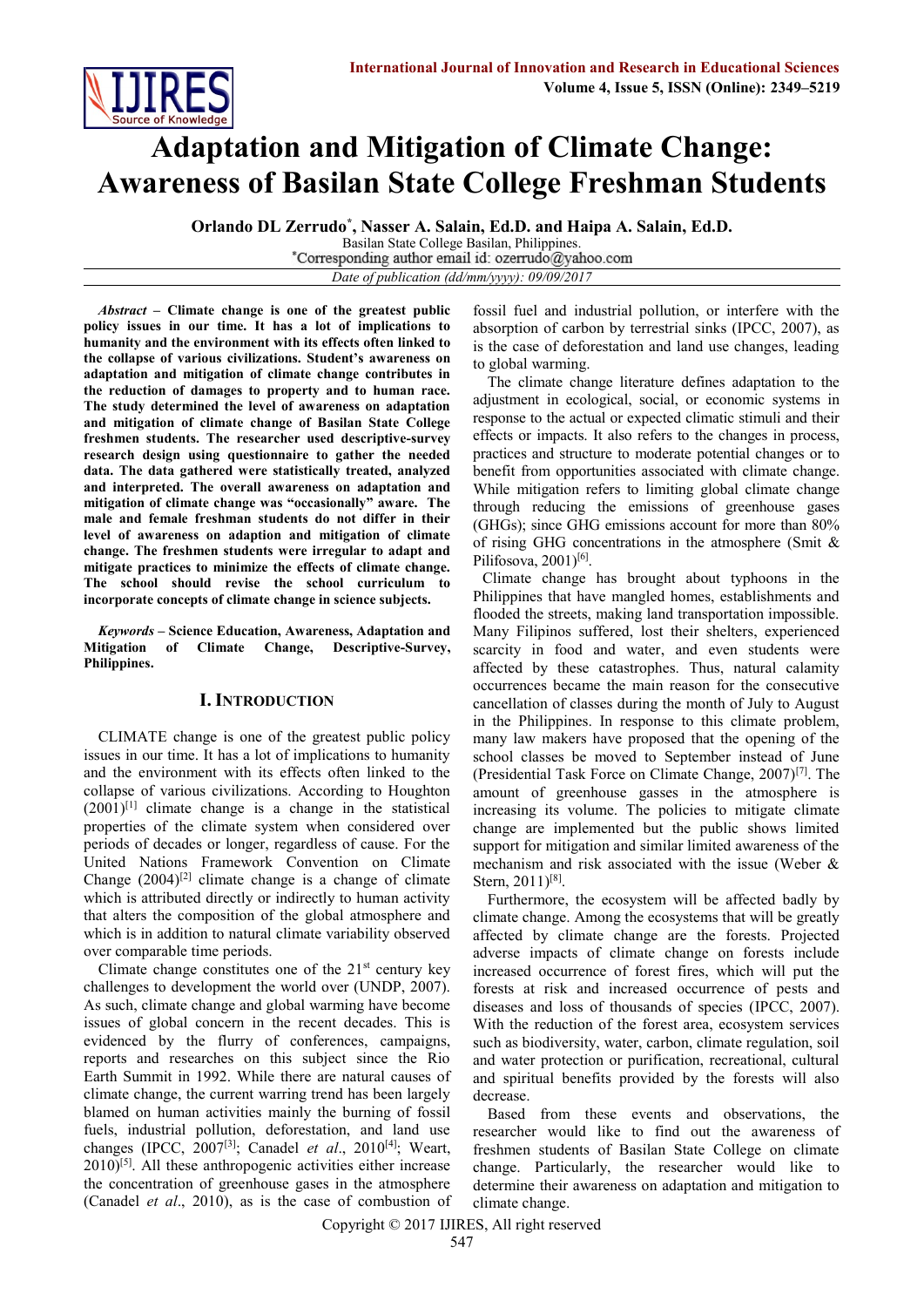# Adaptation and Mitigation of Climate Change: Awareness of Basilan State College Freshman Students

**Orlando DL Zerrudo*, Nasser A. Salain, Ed.D. and Haipa A. Salain, Ed.D.**

Basilan State College Basilan, Philippines.

*Corresponding author email id: ozerrudo@yahoo.com

*Date of publication (dd/mm/yyyy): 09/09/2017*

***Abstract* – Climate change is one of the greatest public policy issues in our time. It has a lot of implications to humanity and the environment with its effects often linked to the collapse of various civilizations. Student's awareness on adaptation and mitigation of climate change contributes in the reduction of damages to property and to human race. The study determined the level of awareness on adaptation and mitigation of climate change of Basilan State College freshmen students. The researcher used descriptive-survey research design using questionnaire to gather the needed data. The data gathered were statistically treated, analyzed and interpreted. The overall awareness on adaptation and mitigation of climate change was "occasionally" aware. The male and female freshman students do not differ in their level of awareness on adaption and mitigation of climate change. The freshmen students were irregular to adapt and mitigate practices to minimize the effects of climate change. The school should revise the school curriculum to incorporate concepts of climate change in science subjects.**

***Keywords* – Science Education, Awareness, Adaptation and Mitigation of Climate Change, Descriptive-Survey, Philippines.**

## I. Introduction

CLIMATE change is one of the greatest public policy issues in our time. It has a lot of implications to humanity and the environment with its effects often linked to the collapse of various civilizations. According to Houghton (2001)[1] climate change is a change in the statistical properties of the climate system when considered over periods of decades or longer, regardless of cause. For the United Nations Framework Convention on Climate Change (2004)[2] climate change is a change of climate which is attributed directly or indirectly to human activity that alters the composition of the global atmosphere and which is in addition to natural climate variability observed over comparable time periods.

Climate change constitutes one of the 21st century key challenges to development the world over (UNDP, 2007). As such, climate change and global warming have become issues of global concern in the recent decades. This is evidenced by the flurry of conferences, campaigns, reports and researches on this subject since the Rio Earth Summit in 1992. While there are natural causes of climate change, the current warring trend has been largely blamed on human activities mainly the burning of fossil fuels, industrial pollution, deforestation, and land use changes (IPCC, 2007[3]; Canadel *et al*., 2010[4]; Weart, 2010)[5]. All these anthropogenic activities either increase the concentration of greenhouse gases in the atmosphere (Canadel *et al*., 2010), as is the case of combustion of fossil fuel and industrial pollution, or interfere with the absorption of carbon by terrestrial sinks (IPCC, 2007), as is the case of deforestation and land use changes, leading to global warming.

The climate change literature defines adaptation to the adjustment in ecological, social, or economic systems in response to the actual or expected climatic stimuli and their effects or impacts. It also refers to the changes in process, practices and structure to moderate potential changes or to benefit from opportunities associated with climate change. While mitigation refers to limiting global climate change through reducing the emissions of greenhouse gases (GHGs); since GHG emissions account for more than 80% of rising GHG concentrations in the atmosphere (Smit & Pilifosova, 2001)[6].

Climate change has brought about typhoons in the Philippines that have mangled homes, establishments and flooded the streets, making land transportation impossible. Many Filipinos suffered, lost their shelters, experienced scarcity in food and water, and even students were affected by these catastrophes. Thus, natural calamity occurrences became the main reason for the consecutive cancellation of classes during the month of July to August in the Philippines. In response to this climate problem, many law makers have proposed that the opening of the school classes be moved to September instead of June (Presidential Task Force on Climate Change, 2007)[7]. The amount of greenhouse gasses in the atmosphere is increasing its volume. The policies to mitigate climate change are implemented but the public shows limited support for mitigation and similar limited awareness of the mechanism and risk associated with the issue (Weber & Stern, 2011)[8].

Furthermore, the ecosystem will be affected badly by climate change. Among the ecosystems that will be greatly affected by climate change are the forests. Projected adverse impacts of climate change on forests include increased occurrence of forest fires, which will put the forests at risk and increased occurrence of pests and diseases and loss of thousands of species (IPCC, 2007). With the reduction of the forest area, ecosystem services such as biodiversity, water, carbon, climate regulation, soil and water protection or purification, recreational, cultural and spiritual benefits provided by the forests will also decrease.

Based from these events and observations, the researcher would like to find out the awareness of freshmen students of Basilan State College on climate change. Particularly, the researcher would like to determine their awareness on adaptation and mitigation to climate change.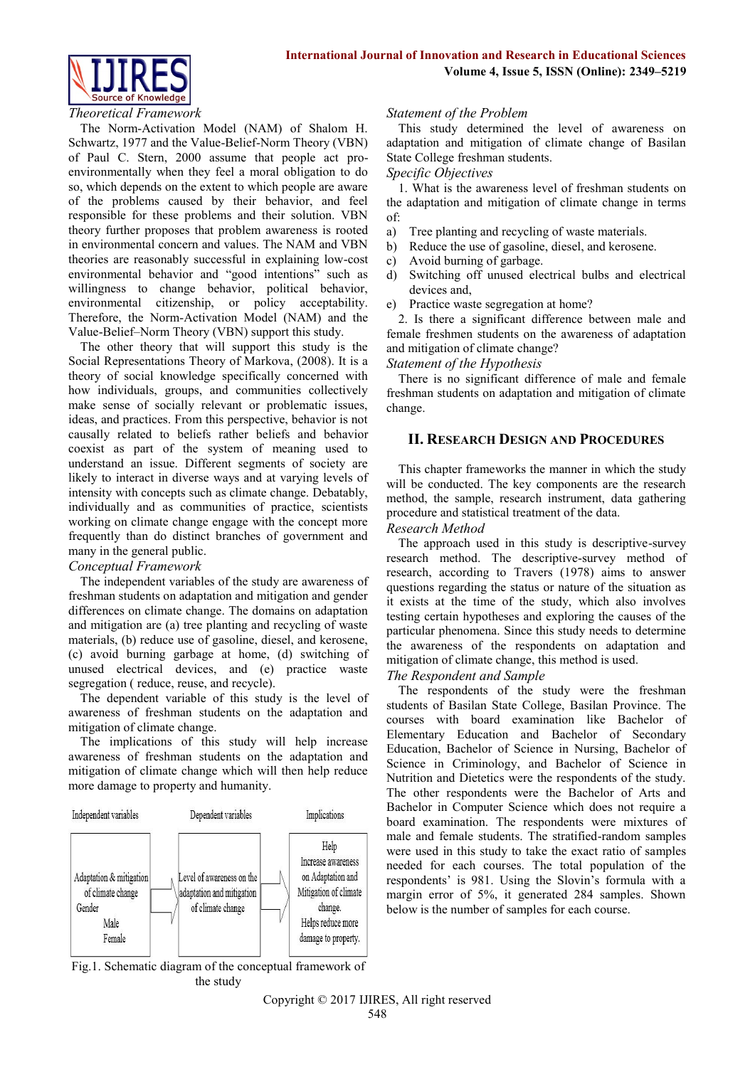*Theoretical Framework*

The Norm-Activation Model (NAM) of Shalom H. Schwartz, 1977 and the Value-Belief-Norm Theory (VBN) of Paul C. Stern, 2000 assume that people act pro-environmentally when they feel a moral obligation to do so, which depends on the extent to which people are aware of the problems caused by their behavior, and feel responsible for these problems and their solution. VBN theory further proposes that problem awareness is rooted in environmental concern and values. The NAM and VBN theories are reasonably successful in explaining low-cost environmental behavior and "good intentions" such as willingness to change behavior, political behavior, environmental citizenship, or policy acceptability. Therefore, the Norm-Activation Model (NAM) and the Value-Belief–Norm Theory (VBN) support this study.

The other theory that will support this study is the Social Representations Theory of Markova, (2008). It is a theory of social knowledge specifically concerned with how individuals, groups, and communities collectively make sense of socially relevant or problematic issues, ideas, and practices. From this perspective, behavior is not causally related to beliefs rather beliefs and behavior coexist as part of the system of meaning used to understand an issue. Different segments of society are likely to interact in diverse ways and at varying levels of intensity with concepts such as climate change. Debatably, individually and as communities of practice, scientists working on climate change engage with the concept more frequently than do distinct branches of government and many in the general public.

*Conceptual Framework*

The independent variables of the study are awareness of freshman students on adaptation and mitigation and gender differences on climate change. The domains on adaptation and mitigation are (a) tree planting and recycling of waste materials, (b) reduce use of gasoline, diesel, and kerosene, (c) avoid burning garbage at home, (d) switching of unused electrical devices, and (e) practice waste segregation ( reduce, reuse, and recycle).

The dependent variable of this study is the level of awareness of freshman students on the adaptation and mitigation of climate change.

The implications of this study will help increase awareness of freshman students on the adaptation and mitigation of climate change which will then help reduce more damage to property and humanity.

| Independent variables | Dependent variables | Implications |
|---|---|---|
| Adaptation & mitigation of climate change<br>Gender<br>Male<br>Female | Level of awareness on the adaptation and mitigation of climate change | Help<br>Increase awareness on Adaptation and Mitigation of climate change.<br>Helps reduce more damage to property. |

Fig.1. Schematic diagram of the conceptual framework of the study

*Statement of the Problem*

This study determined the level of awareness on adaptation and mitigation of climate change of Basilan State College freshman students.

*Specific Objectives*

1. What is the awareness level of freshman students on the adaptation and mitigation of climate change in terms of:

a) Tree planting and recycling of waste materials.
b) Reduce the use of gasoline, diesel, and kerosene.
c) Avoid burning of garbage.
d) Switching off unused electrical bulbs and electrical devices and,
e) Practice waste segregation at home?

2. Is there a significant difference between male and female freshmen students on the awareness of adaptation and mitigation of climate change?

*Statement of the Hypothesis*

There is no significant difference of male and female freshman students on adaptation and mitigation of climate change.

## II. Research Design and Procedures

This chapter frameworks the manner in which the study will be conducted. The key components are the research method, the sample, research instrument, data gathering procedure and statistical treatment of the data.

*Research Method*

The approach used in this study is descriptive-survey research method. The descriptive-survey method of research, according to Travers (1978) aims to answer questions regarding the status or nature of the situation as it exists at the time of the study, which also involves testing certain hypotheses and exploring the causes of the particular phenomena. Since this study needs to determine the awareness of the respondents on adaptation and mitigation of climate change, this method is used.

*The Respondent and Sample*

The respondents of the study were the freshman students of Basilan State College, Basilan Province. The courses with board examination like Bachelor of Elementary Education and Bachelor of Secondary Education, Bachelor of Science in Nursing, Bachelor of Science in Criminology, and Bachelor of Science in Nutrition and Dietetics were the respondents of the study. The other respondents were the Bachelor of Arts and Bachelor in Computer Science which does not require a board examination. The respondents were mixtures of male and female students. The stratified-random samples were used in this study to take the exact ratio of samples needed for each courses. The total population of the respondents' is 981. Using the Slovin's formula with a margin error of 5%, it generated 284 samples. Shown below is the number of samples for each course.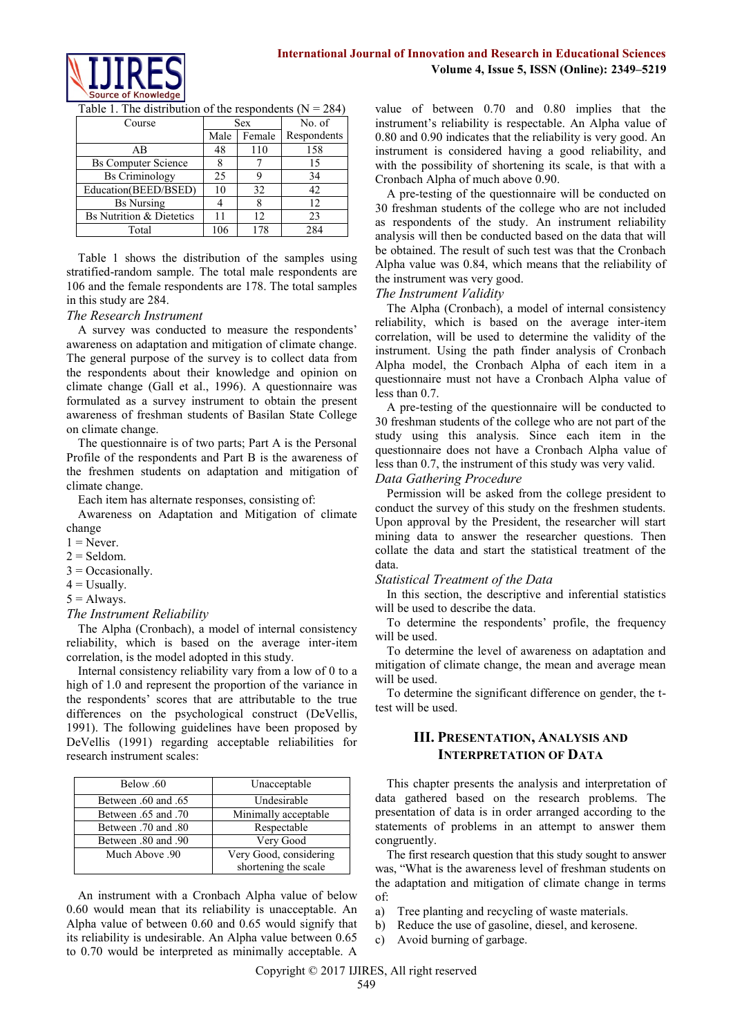Table 1. The distribution of the respondents (N = 284)

| Course | Sex | | No. of Respondents |
|---|---|---|---|
| | Male | Female | |
| AB | 48 | 110 | 158 |
| Bs Computer Science | 8 | 7 | 15 |
| Bs Criminology | 25 | 9 | 34 |
| Education(BEED/BSED) | 10 | 32 | 42 |
| Bs Nursing | 4 | 8 | 12 |
| Bs Nutrition & Dietetics | 11 | 12 | 23 |
| Total | 106 | 178 | 284 |

Table 1 shows the distribution of the samples using stratified-random sample. The total male respondents are 106 and the female respondents are 178. The total samples in this study are 284.

*The Research Instrument*

A survey was conducted to measure the respondents' awareness on adaptation and mitigation of climate change. The general purpose of the survey is to collect data from the respondents about their knowledge and opinion on climate change (Gall et al., 1996). A questionnaire was formulated as a survey instrument to obtain the present awareness of freshman students of Basilan State College on climate change.

The questionnaire is of two parts; Part A is the Personal Profile of the respondents and Part B is the awareness of the freshmen students on adaptation and mitigation of climate change.

Each item has alternate responses, consisting of:

Awareness on Adaptation and Mitigation of climate change

1 = Never.
2 = Seldom.
3 = Occasionally.
4 = Usually.
5 = Always.

*The Instrument Reliability*

The Alpha (Cronbach), a model of internal consistency reliability, which is based on the average inter-item correlation, is the model adopted in this study.

Internal consistency reliability vary from a low of 0 to a high of 1.0 and represent the proportion of the variance in the respondents' scores that are attributable to the true differences on the psychological construct (DeVellis, 1991). The following guidelines have been proposed by DeVellis (1991) regarding acceptable reliabilities for research instrument scales:

| Below .60 | Unacceptable |
|---|---|
| Between .60 and .65 | Undesirable |
| Between .65 and .70 | Minimally acceptable |
| Between .70 and .80 | Respectable |
| Between .80 and .90 | Very Good |
| Much Above .90 | Very Good, considering shortening the scale |

An instrument with a Cronbach Alpha value of below 0.60 would mean that its reliability is unacceptable. An Alpha value of between 0.60 and 0.65 would signify that its reliability is undesirable. An Alpha value between 0.65 to 0.70 would be interpreted as minimally acceptable. A value of between 0.70 and 0.80 implies that the instrument's reliability is respectable. An Alpha value of 0.80 and 0.90 indicates that the reliability is very good. An instrument is considered having a good reliability, and with the possibility of shortening its scale, is that with a Cronbach Alpha of much above 0.90.

A pre-testing of the questionnaire will be conducted on 30 freshman students of the college who are not included as respondents of the study. An instrument reliability analysis will then be conducted based on the data that will be obtained. The result of such test was that the Cronbach Alpha value was 0.84, which means that the reliability of the instrument was very good.

*The Instrument Validity*

The Alpha (Cronbach), a model of internal consistency reliability, which is based on the average inter-item correlation, will be used to determine the validity of the instrument. Using the path finder analysis of Cronbach Alpha model, the Cronbach Alpha of each item in a questionnaire must not have a Cronbach Alpha value of less than 0.7.

A pre-testing of the questionnaire will be conducted to 30 freshman students of the college who are not part of the study using this analysis. Since each item in the questionnaire does not have a Cronbach Alpha value of less than 0.7, the instrument of this study was very valid.

*Data Gathering Procedure*

Permission will be asked from the college president to conduct the survey of this study on the freshmen students. Upon approval by the President, the researcher will start mining data to answer the researcher questions. Then collate the data and start the statistical treatment of the data.

*Statistical Treatment of the Data*

In this section, the descriptive and inferential statistics will be used to describe the data.

To determine the respondents' profile, the frequency will be used.

To determine the level of awareness on adaptation and mitigation of climate change, the mean and average mean will be used.

To determine the significant difference on gender, the t-test will be used.

## III. Presentation, Analysis and Interpretation of Data

This chapter presents the analysis and interpretation of data gathered based on the research problems. The presentation of data is in order arranged according to the statements of problems in an attempt to answer them congruently.

The first research question that this study sought to answer was, "What is the awareness level of freshman students on the adaptation and mitigation of climate change in terms of:

a) Tree planting and recycling of waste materials.
b) Reduce the use of gasoline, diesel, and kerosene.
c) Avoid burning of garbage.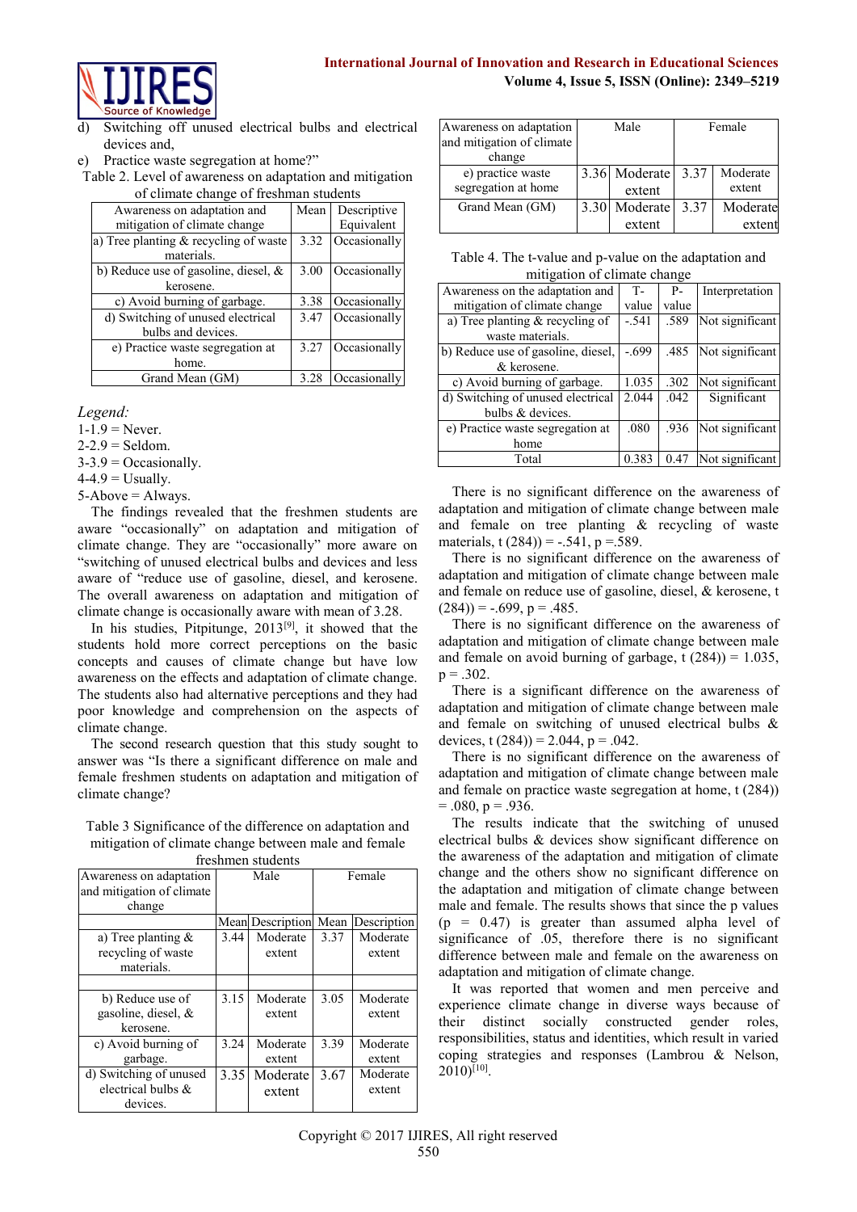d) Switching off unused electrical bulbs and electrical devices and,

e) Practice waste segregation at home?"

Table 2. Level of awareness on adaptation and mitigation of climate change of freshman students

| Awareness on adaptation and mitigation of climate change | Mean | Descriptive Equivalent |
|---|---|---|
| a) Tree planting & recycling of waste materials. | 3.32 | Occasionally |
| b) Reduce use of gasoline, diesel, & kerosene. | 3.00 | Occasionally |
| c) Avoid burning of garbage. | 3.38 | Occasionally |
| d) Switching of unused electrical bulbs and devices. | 3.47 | Occasionally |
| e) Practice waste segregation at home. | 3.27 | Occasionally |
| Grand Mean (GM) | 3.28 | Occasionally |

*Legend:*

1-1.9 = Never.
2-2.9 = Seldom.
3-3.9 = Occasionally.
4-4.9 = Usually.
5-Above = Always.

The findings revealed that the freshmen students are aware "occasionally" on adaptation and mitigation of climate change. They are "occasionally" more aware on "switching of unused electrical bulbs and devices and less aware of "reduce use of gasoline, diesel, and kerosene. The overall awareness on adaptation and mitigation of climate change is occasionally aware with mean of 3.28.

In his studies, Pitpitunge, 2013[9], it showed that the students hold more correct perceptions on the basic concepts and causes of climate change but have low awareness on the effects and adaptation of climate change. The students also had alternative perceptions and they had poor knowledge and comprehension on the aspects of climate change.

The second research question that this study sought to answer was "Is there a significant difference on male and female freshmen students on adaptation and mitigation of climate change?

Table 3 Significance of the difference on adaptation and mitigation of climate change between male and female freshmen students

| Awareness on adaptation and mitigation of climate change | Male | | Female | |
|---|---|---|---|---|
| | Mean | Description | Mean | Description |
| a) Tree planting & recycling of waste materials. | 3.44 | Moderate extent | 3.37 | Moderate extent |
| b) Reduce use of gasoline, diesel, & kerosene. | 3.15 | Moderate extent | 3.05 | Moderate extent |
| c) Avoid burning of garbage. | 3.24 | Moderate extent | 3.39 | Moderate extent |
| d) Switching of unused electrical bulbs & devices. | 3.35 | Moderate extent | 3.67 | Moderate extent |
| e) practice waste segregation at home | 3.36 | Moderate extent | 3.37 | Moderate extent |
| Grand Mean (GM) | 3.30 | Moderate extent | 3.37 | Moderate extent |

Table 4. The t-value and p-value on the adaptation and mitigation of climate change

| Awareness on the adaptation and mitigation of climate change | T-value | P-value | Interpretation |
|---|---|---|---|
| a) Tree planting & recycling of waste materials. | -.541 | .589 | Not significant |
| b) Reduce use of gasoline, diesel, & kerosene. | -.699 | .485 | Not significant |
| c) Avoid burning of garbage. | 1.035 | .302 | Not significant |
| d) Switching of unused electrical bulbs & devices. | 2.044 | .042 | Significant |
| e) Practice waste segregation at home | .080 | .936 | Not significant |
| Total | 0.383 | 0.47 | Not significant |

There is no significant difference on the awareness of adaptation and mitigation of climate change between male and female on tree planting & recycling of waste materials, t (284)) = -.541, p =.589.

There is no significant difference on the awareness of adaptation and mitigation of climate change between male and female on reduce use of gasoline, diesel, & kerosene, t (284)) = -.699, p = .485.

There is no significant difference on the awareness of adaptation and mitigation of climate change between male and female on avoid burning of garbage, t (284)) = 1.035, p = .302.

There is a significant difference on the awareness of adaptation and mitigation of climate change between male and female on switching of unused electrical bulbs & devices, t (284)) = 2.044, p = .042.

There is no significant difference on the awareness of adaptation and mitigation of climate change between male and female on practice waste segregation at home, t (284)) = .080, p = .936.

The results indicate that the switching of unused electrical bulbs & devices show significant difference on the awareness of the adaptation and mitigation of climate change and the others show no significant difference on the adaptation and mitigation of climate change between male and female. The results shows that since the p values (p = 0.47) is greater than assumed alpha level of significance of .05, therefore there is no significant difference between male and female on the awareness on adaptation and mitigation of climate change.

It was reported that women and men perceive and experience climate change in diverse ways because of their distinct socially constructed gender roles, responsibilities, status and identities, which result in varied coping strategies and responses (Lambrou & Nelson, 2010)[10].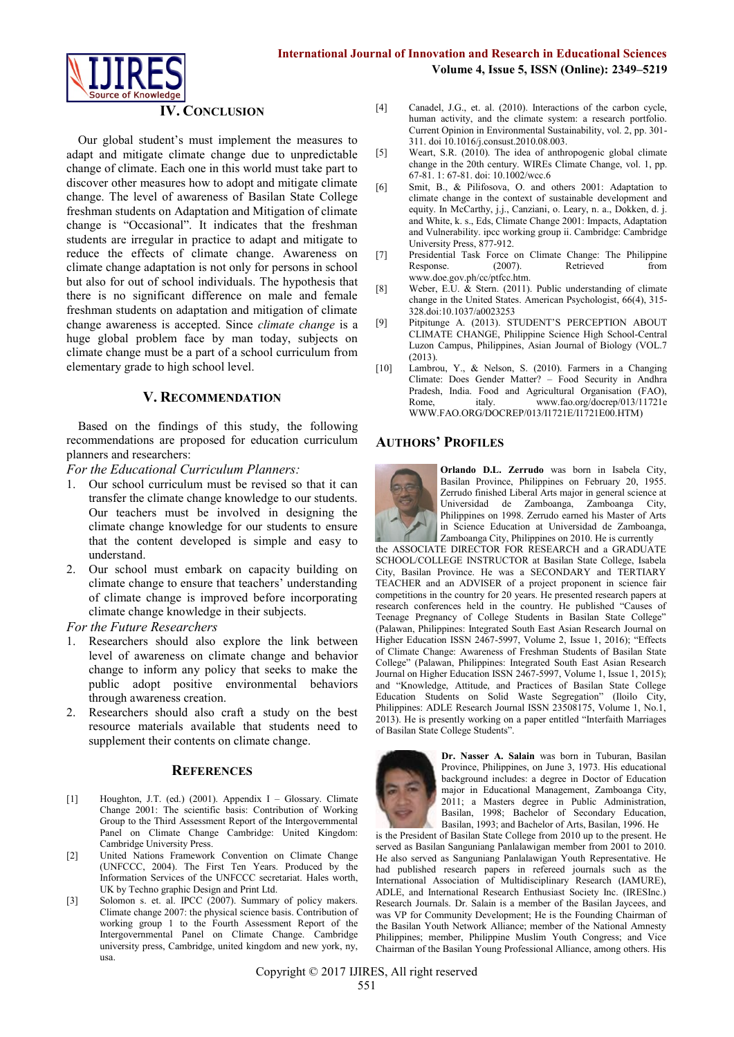## IV. Conclusion

Our global student's must implement the measures to adapt and mitigate climate change due to unpredictable change of climate. Each one in this world must take part to discover other measures how to adopt and mitigate climate change. The level of awareness of Basilan State College freshman students on Adaptation and Mitigation of climate change is "Occasional". It indicates that the freshman students are irregular in practice to adapt and mitigate to reduce the effects of climate change. Awareness on climate change adaptation is not only for persons in school but also for out of school individuals. The hypothesis that there is no significant difference on male and female freshman students on adaptation and mitigation of climate change awareness is accepted. Since *climate change* is a huge global problem face by man today, subjects on climate change must be a part of a school curriculum from elementary grade to high school level.

## V. Recommendation

Based on the findings of this study, the following recommendations are proposed for education curriculum planners and researchers:

*For the Educational Curriculum Planners:*

1. Our school curriculum must be revised so that it can transfer the climate change knowledge to our students. Our teachers must be involved in designing the climate change knowledge for our students to ensure that the content developed is simple and easy to understand.
2. Our school must embark on capacity building on climate change to ensure that teachers' understanding of climate change is improved before incorporating climate change knowledge in their subjects.

*For the Future Researchers*

1. Researchers should also explore the link between level of awareness on climate change and behavior change to inform any policy that seeks to make the public adopt positive environmental behaviors through awareness creation.
2. Researchers should also craft a study on the best resource materials available that students need to supplement their contents on climate change.

## References

[1] Houghton, J.T. (ed.) (2001). Appendix I – Glossary. Climate Change 2001: The scientific basis: Contribution of Working Group to the Third Assessment Report of the Intergovernmental Panel on Climate Change Cambridge: United Kingdom: Cambridge University Press.

[2] United Nations Framework Convention on Climate Change (UNFCCC, 2004). The First Ten Years. Produced by the Information Services of the UNFCCC secretariat. Hales worth, UK by Techno graphic Design and Print Ltd.

[3] Solomon s. et. al. IPCC (2007). Summary of policy makers. Climate change 2007: the physical science basis. Contribution of working group 1 to the Fourth Assessment Report of the Intergovernmental Panel on Climate Change. Cambridge university press, Cambridge, united kingdom and new york, ny, usa.

[4] Canadel, J.G., et. al. (2010). Interactions of the carbon cycle, human activity, and the climate system: a research portfolio. Current Opinion in Environmental Sustainability, vol. 2, pp. 301-311. doi 10.1016/j.consust.2010.08.003.

[5] Weart, S.R. (2010). The idea of anthropogenic global climate change in the 20th century. WIREs Climate Change, vol. 1, pp. 67-81. 1: 67-81. doi: 10.1002/wcc.6

[6] Smit, B., & Pilifosova, O. and others 2001: Adaptation to climate change in the context of sustainable development and equity. In McCarthy, j.j., Canziani, o. Leary, n. a., Dokken, d. j. and White, k. s., Eds, Climate Change 2001: Impacts, Adaptation and Vulnerability. ipcc working group ii. Cambridge: Cambridge University Press, 877-912.

[7] Presidential Task Force on Climate Change: The Philippine Response. (2007). Retrieved from www.doe.gov.ph/cc/ptfcc.htm.

[8] Weber, E.U. & Stern. (2011). Public understanding of climate change in the United States. American Psychologist, 66(4), 315-328.doi:10.1037/a0023253

[9] Pitpitunge A. (2013). STUDENT'S PERCEPTION ABOUT CLIMATE CHANGE, Philippine Science High School-Central Luzon Campus, Philippines, Asian Journal of Biology (VOL.7 (2013).

[10] Lambrou, Y., & Nelson, S. (2010). Farmers in a Changing Climate: Does Gender Matter? – Food Security in Andhra Pradesh, India. Food and Agricultural Organisation (FAO), Rome, italy. www.fao.org/docrep/013/11721e WWW.FAO.ORG/DOCREP/013/I1721E/I1721E00.HTM)

## Authors' Profiles

**Orlando D.L. Zerrudo** was born in Isabela City, Basilan Province, Philippines on February 20, 1955. Zerrudo finished Liberal Arts major in general science at Universidad de Zamboanga, Zamboanga City, Philippines on 1998. Zerrudo earned his Master of Arts in Science Education at Universidad de Zamboanga, Zamboanga City, Philippines on 2010. He is currently the ASSOCIATE DIRECTOR FOR RESEARCH and a GRADUATE SCHOOL/COLLEGE INSTRUCTOR at Basilan State College, Isabela City, Basilan Province. He was a SECONDARY and TERTIARY TEACHER and an ADVISER of a project proponent in science fair competitions in the country for 20 years. He presented research papers at research conferences held in the country. He published "Causes of Teenage Pregnancy of College Students in Basilan State College" (Palawan, Philippines: Integrated South East Asian Research Journal on Higher Education ISSN 2467-5997, Volume 2, Issue 1, 2016); "Effects of Climate Change: Awareness of Freshman Students of Basilan State College" (Palawan, Philippines: Integrated South East Asian Research Journal on Higher Education ISSN 2467-5997, Volume 1, Issue 1, 2015); and "Knowledge, Attitude, and Practices of Basilan State College Education Students on Solid Waste Segregation" (Iloilo City, Philippines: ADLE Research Journal ISSN 23508175, Volume 1, No.1, 2013). He is presently working on a paper entitled "Interfaith Marriages of Basilan State College Students".

**Dr. Nasser A. Salain** was born in Tuburan, Basilan Province, Philippines, on June 3, 1973. His educational background includes: a degree in Doctor of Education major in Educational Management, Zamboanga City, 2011; a Masters degree in Public Administration, Basilan, 1998; Bachelor of Secondary Education, Basilan, 1993; and Bachelor of Arts, Basilan, 1996. He is the President of Basilan State College from 2010 up to the present. He served as Basilan Sanguniang Panlalawigan member from 2001 to 2010. He also served as Sanguniang Panlalawigan Youth Representative. He had published research papers in refereed journals such as the International Association of Multidisciplinary Research (IAMURE), ADLE, and International Research Enthusiast Society Inc. (IRESInc.) Research Journals. Dr. Salain is a member of the Basilan Jaycees, and was VP for Community Development; He is the Founding Chairman of the Basilan Youth Network Alliance; member of the National Amnesty Philippines; member, Philippine Muslim Youth Congress; and Vice Chairman of the Basilan Young Professional Alliance, among others. His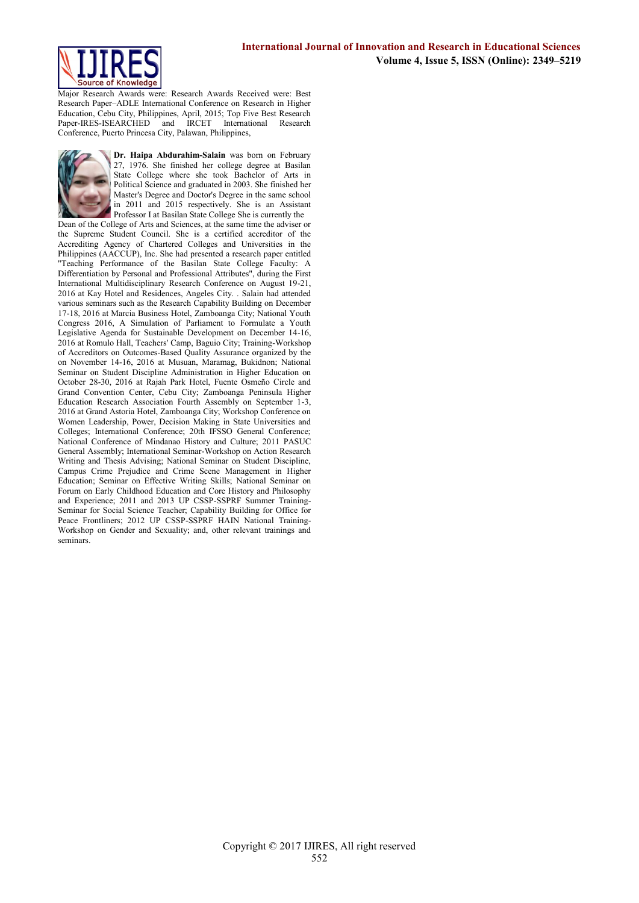Major Research Awards were: Research Awards Received were: Best Research Paper–ADLE International Conference on Research in Higher Education, Cebu City, Philippines, April, 2015; Top Five Best Research Paper-IRES-ISEARCHED and IRCET International Research Conference, Puerto Princesa City, Palawan, Philippines,

**Dr. Haipa Abdurahim-Salain** was born on February 27, 1976. She finished her college degree at Basilan State College where she took Bachelor of Arts in Political Science and graduated in 2003. She finished her Master's Degree and Doctor's Degree in the same school in 2011 and 2015 respectively. She is an Assistant Professor I at Basilan State College She is currently the Dean of the College of Arts and Sciences, at the same time the adviser or the Supreme Student Council. She is a certified accreditor of the Accrediting Agency of Chartered Colleges and Universities in the Philippines (AACCUP), Inc. She had presented a research paper entitled "Teaching Performance of the Basilan State College Faculty: A Differentiation by Personal and Professional Attributes", during the First International Multidisciplinary Research Conference on August 19-21, 2016 at Kay Hotel and Residences, Angeles City. . Salain had attended various seminars such as the Research Capability Building on December 17-18, 2016 at Marcia Business Hotel, Zamboanga City; National Youth Congress 2016, A Simulation of Parliament to Formulate a Youth Legislative Agenda for Sustainable Development on December 14-16, 2016 at Romulo Hall, Teachers' Camp, Baguio City; Training-Workshop of Accreditors on Outcomes-Based Quality Assurance organized by the on November 14-16, 2016 at Musuan, Maramag, Bukidnon; National Seminar on Student Discipline Administration in Higher Education on October 28-30, 2016 at Rajah Park Hotel, Fuente Osmeño Circle and Grand Convention Center, Cebu City; Zamboanga Peninsula Higher Education Research Association Fourth Assembly on September 1-3, 2016 at Grand Astoria Hotel, Zamboanga City; Workshop Conference on Women Leadership, Power, Decision Making in State Universities and Colleges; International Conference; 20th IFSSO General Conference; National Conference of Mindanao History and Culture; 2011 PASUC General Assembly; International Seminar-Workshop on Action Research Writing and Thesis Advising; National Seminar on Student Discipline, Campus Crime Prejudice and Crime Scene Management in Higher Education; Seminar on Effective Writing Skills; National Seminar on Forum on Early Childhood Education and Core History and Philosophy and Experience; 2011 and 2013 UP CSSP-SSPRF Summer Training-Seminar for Social Science Teacher; Capability Building for Office for Peace Frontliners; 2012 UP CSSP-SSPRF HAIN National Training-Workshop on Gender and Sexuality; and, other relevant trainings and seminars.